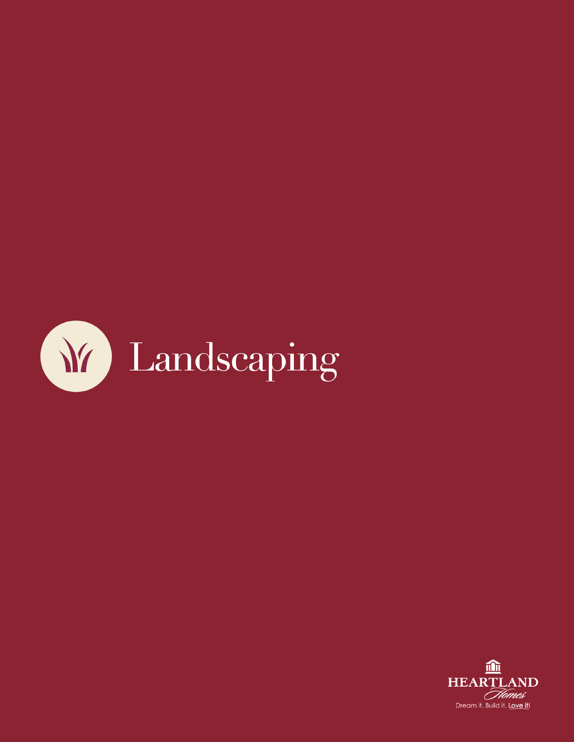# Landscaping

HEARTLAND
Homes
Dream it. Build it. Love it!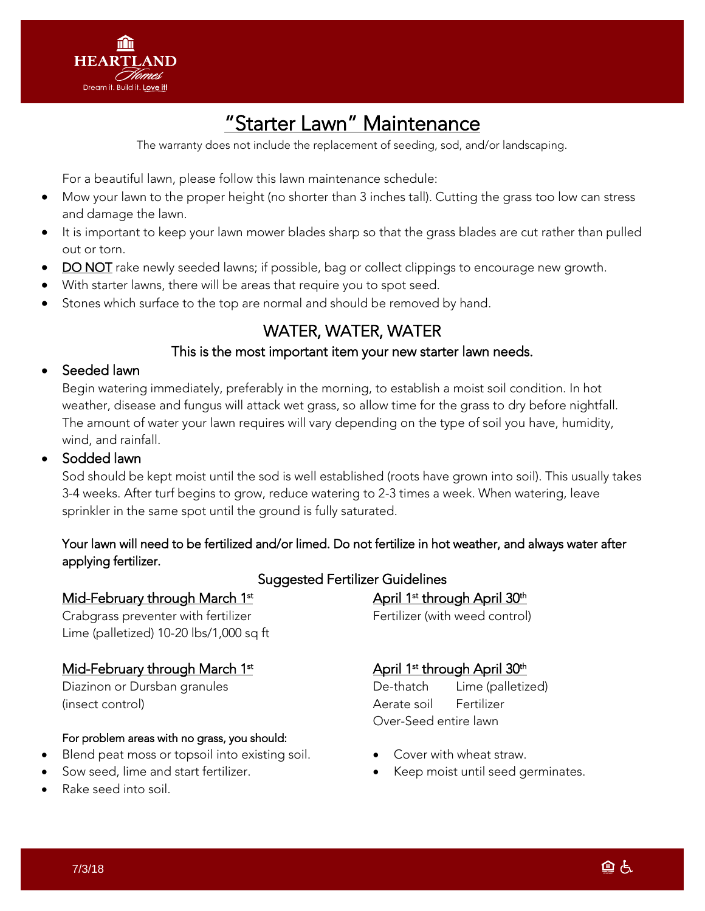# "Starter Lawn" Maintenance

The warranty does not include the replacement of seeding, sod, and/or landscaping.

For a beautiful lawn, please follow this lawn maintenance schedule:

- Mow your lawn to the proper height (no shorter than 3 inches tall). Cutting the grass too low can stress and damage the lawn.
- It is important to keep your lawn mower blades sharp so that the grass blades are cut rather than pulled out or torn.
- DO NOT rake newly seeded lawns; if possible, bag or collect clippings to encourage new growth.
- With starter lawns, there will be areas that require you to spot seed.
- Stones which surface to the top are normal and should be removed by hand.

## WATER, WATER, WATER

### This is the most important item your new starter lawn needs.

- Seeded lawn

  Begin watering immediately, preferably in the morning, to establish a moist soil condition. In hot weather, disease and fungus will attack wet grass, so allow time for the grass to dry before nightfall. The amount of water your lawn requires will vary depending on the type of soil you have, humidity, wind, and rainfall.

- Sodded lawn

  Sod should be kept moist until the sod is well established (roots have grown into soil). This usually takes 3-4 weeks. After turf begins to grow, reduce watering to 2-3 times a week. When watering, leave sprinkler in the same spot until the ground is fully saturated.

Your lawn will need to be fertilized and/or limed. Do not fertilize in hot weather, and always water after applying fertilizer.

### Suggested Fertilizer Guidelines

**Mid-February through March 1st**

Crabgrass preventer with fertilizer
Lime (palletized) 10-20 lbs/1,000 sq ft

**April 1st through April 30th**

Fertilizer (with weed control)

**Mid-February through March 1st**

Diazinon or Dursban granules
(insect control)

**April 1st through April 30th**

De-thatch　Lime (palletized)
Aerate soil　Fertilizer
Over-Seed entire lawn

For problem areas with no grass, you should:

- Blend peat moss or topsoil into existing soil.
- Sow seed, lime and start fertilizer.
- Rake seed into soil.
- Cover with wheat straw.
- Keep moist until seed germinates.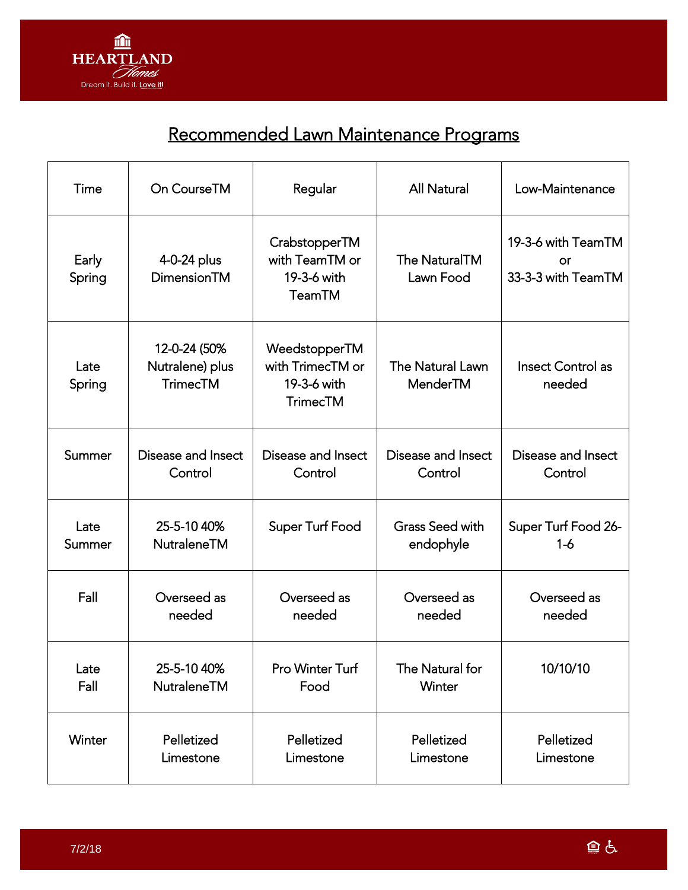## Recommended Lawn Maintenance Programs

| Time | On CourseTM | Regular | All Natural | Low-Maintenance |
|---|---|---|---|---|
| Early Spring | 4-0-24 plus DimensionTM | CrabstopperTM with TeamTM or 19-3-6 with TeamTM | The NaturalTM Lawn Food | 19-3-6 with TeamTM or 33-3-3 with TeamTM |
| Late Spring | 12-0-24 (50% Nutralene) plus TrimecTM | WeedstopperTM with TrimecTM or 19-3-6 with TrimecTM | The Natural Lawn MenderTM | Insect Control as needed |
| Summer | Disease and Insect Control | Disease and Insect Control | Disease and Insect Control | Disease and Insect Control |
| Late Summer | 25-5-10 40% NutraleneTM | Super Turf Food | Grass Seed with endophyle | Super Turf Food 26-1-6 |
| Fall | Overseed as needed | Overseed as needed | Overseed as needed | Overseed as needed |
| Late Fall | 25-5-10 40% NutraleneTM | Pro Winter Turf Food | The Natural for Winter | 10/10/10 |
| Winter | Pelletized Limestone | Pelletized Limestone | Pelletized Limestone | Pelletized Limestone |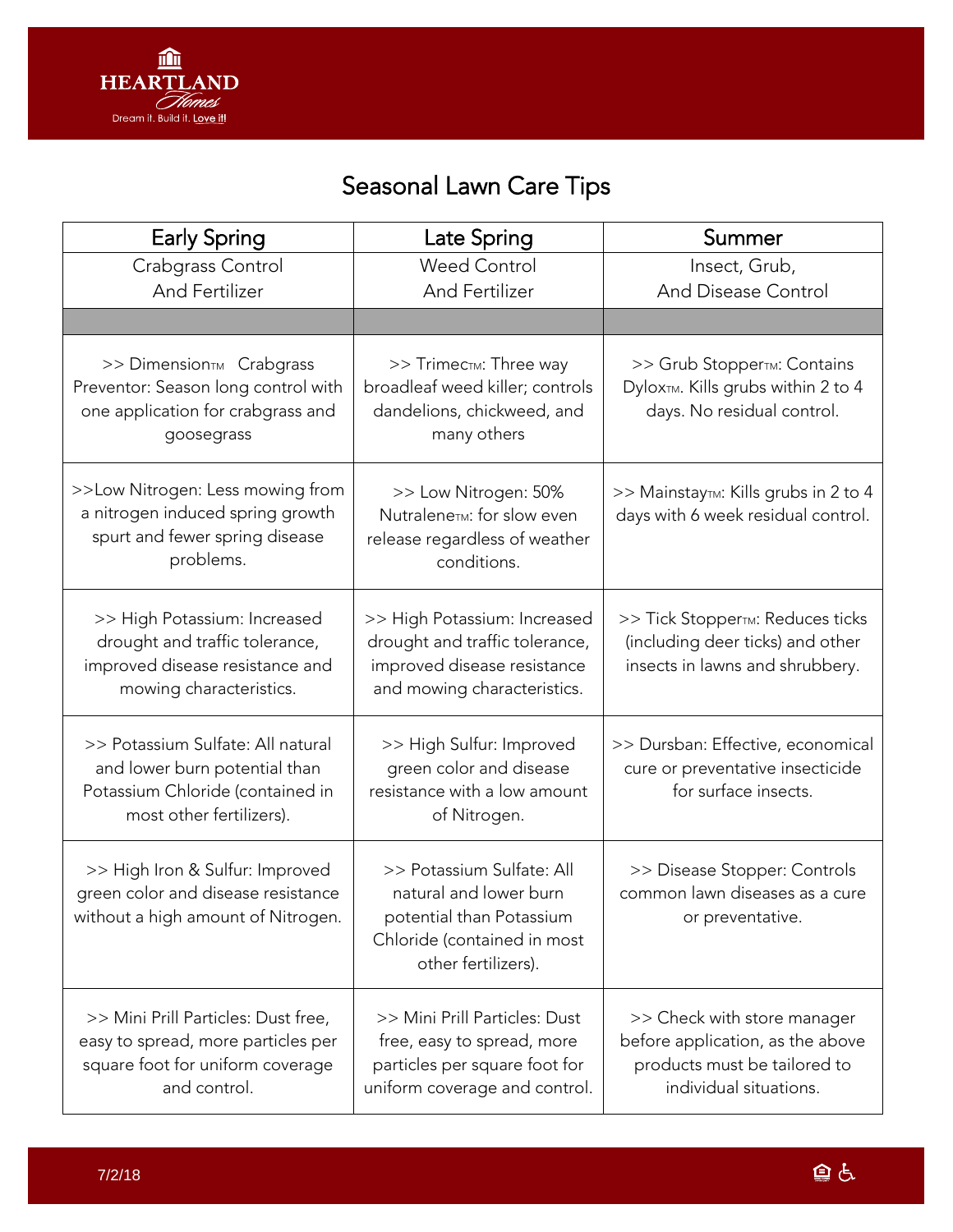# Seasonal Lawn Care Tips

| Early Spring | Late Spring | Summer |
|---|---|---|
| Crabgrass Control And Fertilizer | Weed Control And Fertilizer | Insect, Grub, And Disease Control |
| | | |
| >> Dimension™ Crabgrass Preventor: Season long control with one application for crabgrass and goosegrass | >> Trimec™: Three way broadleaf weed killer; controls dandelions, chickweed, and many others | >> Grub Stopper™: Contains Dylox™. Kills grubs within 2 to 4 days. No residual control. |
| >>Low Nitrogen: Less mowing from a nitrogen induced spring growth spurt and fewer spring disease problems. | >> Low Nitrogen: 50% Nutralene™: for slow even release regardless of weather conditions. | >> Mainstay™: Kills grubs in 2 to 4 days with 6 week residual control. |
| >> High Potassium: Increased drought and traffic tolerance, improved disease resistance and mowing characteristics. | >> High Potassium: Increased drought and traffic tolerance, improved disease resistance and mowing characteristics. | >> Tick Stopper™: Reduces ticks (including deer ticks) and other insects in lawns and shrubbery. |
| >> Potassium Sulfate: All natural and lower burn potential than Potassium Chloride (contained in most other fertilizers). | >> High Sulfur: Improved green color and disease resistance with a low amount of Nitrogen. | >> Dursban: Effective, economical cure or preventative insecticide for surface insects. |
| >> High Iron & Sulfur: Improved green color and disease resistance without a high amount of Nitrogen. | >> Potassium Sulfate: All natural and lower burn potential than Potassium Chloride (contained in most other fertilizers). | >> Disease Stopper: Controls common lawn diseases as a cure or preventative. |
| >> Mini Prill Particles: Dust free, easy to spread, more particles per square foot for uniform coverage and control. | >> Mini Prill Particles: Dust free, easy to spread, more particles per square foot for uniform coverage and control. | >> Check with store manager before application, as the above products must be tailored to individual situations. |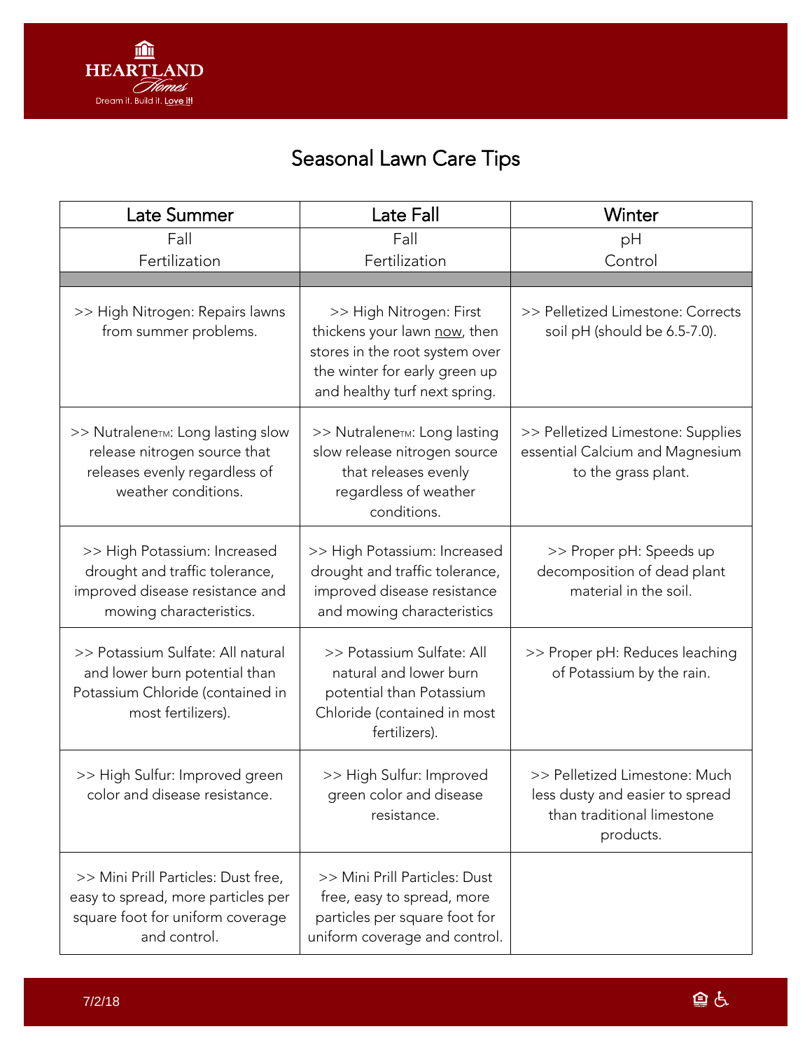# Seasonal Lawn Care Tips

| Late Summer | Late Fall | Winter |
|---|---|---|
| Fall Fertilization | Fall Fertilization | pH Control |
| | | |
| >> High Nitrogen: Repairs lawns from summer problems. | >> High Nitrogen: First thickens your lawn now, then stores in the root system over the winter for early green up and healthy turf next spring. | >> Pelletized Limestone: Corrects soil pH (should be 6.5-7.0). |
| >> Nutralene™: Long lasting slow release nitrogen source that releases evenly regardless of weather conditions. | >> Nutralene™: Long lasting slow release nitrogen source that releases evenly regardless of weather conditions. | >> Pelletized Limestone: Supplies essential Calcium and Magnesium to the grass plant. |
| >> High Potassium: Increased drought and traffic tolerance, improved disease resistance and mowing characteristics. | >> High Potassium: Increased drought and traffic tolerance, improved disease resistance and mowing characteristics | >> Proper pH: Speeds up decomposition of dead plant material in the soil. |
| >> Potassium Sulfate: All natural and lower burn potential than Potassium Chloride (contained in most fertilizers). | >> Potassium Sulfate: All natural and lower burn potential than Potassium Chloride (contained in most fertilizers). | >> Proper pH: Reduces leaching of Potassium by the rain. |
| >> High Sulfur: Improved green color and disease resistance. | >> High Sulfur: Improved green color and disease resistance. | >> Pelletized Limestone: Much less dusty and easier to spread than traditional limestone products. |
| >> Mini Prill Particles: Dust free, easy to spread, more particles per square foot for uniform coverage and control. | >> Mini Prill Particles: Dust free, easy to spread, more particles per square foot for uniform coverage and control. | |

7/2/18